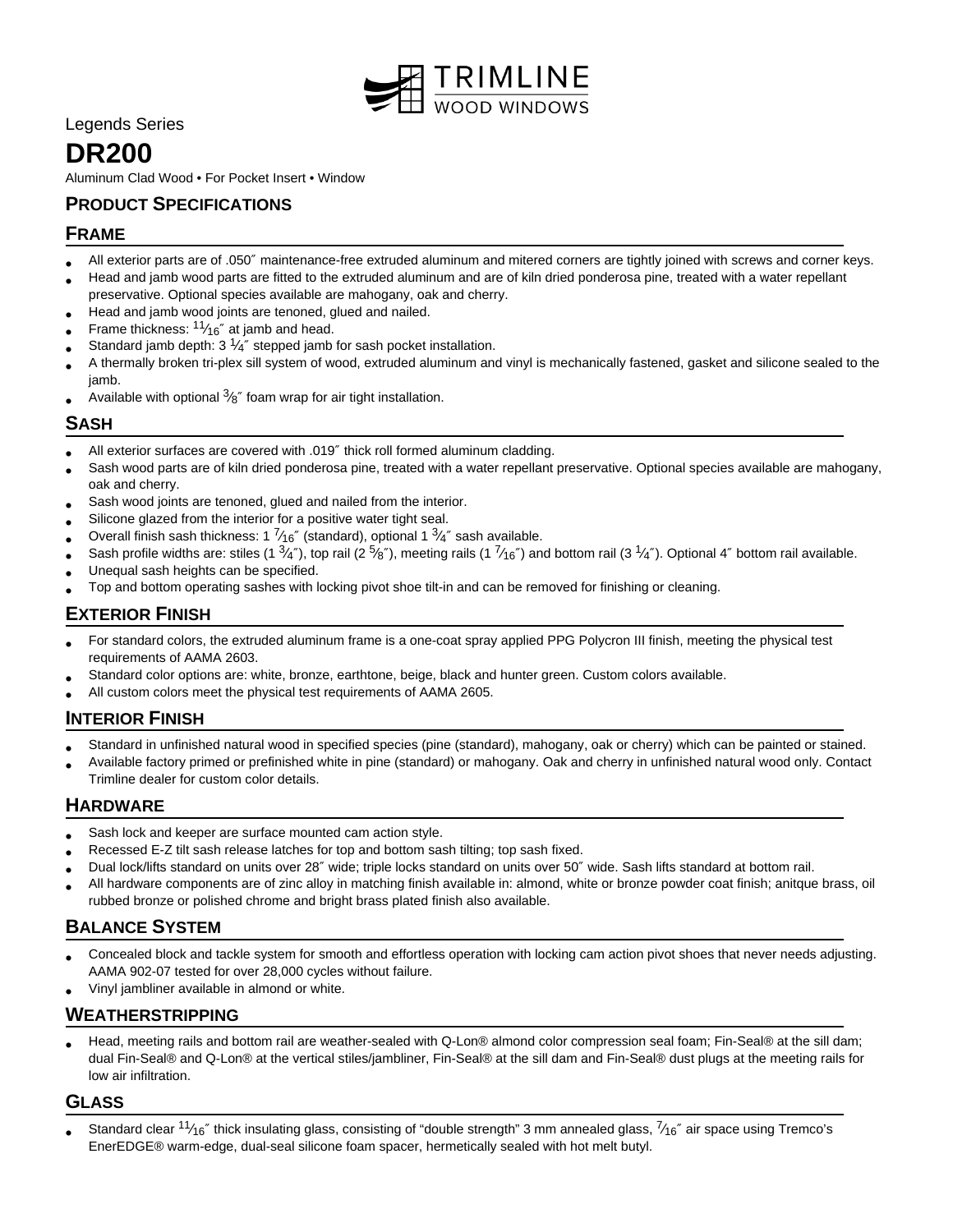TRIMLINE WOOD WINDOWS

Legends Series

# DR200

Aluminum Clad Wood • For Pocket Insert • Window

## Product Specifications

### Frame

- All exterior parts are of .050″ maintenance-free extruded aluminum and mitered corners are tightly joined with screws and corner keys.
- Head and jamb wood parts are fitted to the extruded aluminum and are of kiln dried ponderosa pine, treated with a water repellant preservative. Optional species available are mahogany, oak and cherry.
- Head and jamb wood joints are tenoned, glued and nailed.
- Frame thickness: $^{11}/_{16}$″ at jamb and head.
- Standard jamb depth: 3 $^{1}/_{4}$″ stepped jamb for sash pocket installation.
- A thermally broken tri-plex sill system of wood, extruded aluminum and vinyl is mechanically fastened, gasket and silicone sealed to the jamb.
- Available with optional $^{3}/_{8}$″ foam wrap for air tight installation.

### Sash

- All exterior surfaces are covered with .019″ thick roll formed aluminum cladding.
- Sash wood parts are of kiln dried ponderosa pine, treated with a water repellant preservative. Optional species available are mahogany, oak and cherry.
- Sash wood joints are tenoned, glued and nailed from the interior.
- Silicone glazed from the interior for a positive water tight seal.
- Overall finish sash thickness: 1 $^{7}/_{16}$″ (standard), optional 1 $^{3}/_{4}$″ sash available.
- Sash profile widths are: stiles (1 $^{3}/_{4}$″), top rail (2 $^{5}/_{8}$″), meeting rails (1 $^{7}/_{16}$″) and bottom rail (3 $^{1}/_{4}$″). Optional 4″ bottom rail available.
- Unequal sash heights can be specified.
- Top and bottom operating sashes with locking pivot shoe tilt-in and can be removed for finishing or cleaning.

### Exterior Finish

- For standard colors, the extruded aluminum frame is a one-coat spray applied PPG Polycron III finish, meeting the physical test requirements of AAMA 2603.
- Standard color options are: white, bronze, earthtone, beige, black and hunter green. Custom colors available.
- All custom colors meet the physical test requirements of AAMA 2605.

### Interior Finish

- Standard in unfinished natural wood in specified species (pine (standard), mahogany, oak or cherry) which can be painted or stained.
- Available factory primed or prefinished white in pine (standard) or mahogany. Oak and cherry in unfinished natural wood only. Contact Trimline dealer for custom color details.

### Hardware

- Sash lock and keeper are surface mounted cam action style.
- Recessed E-Z tilt sash release latches for top and bottom sash tilting; top sash fixed.
- Dual lock/lifts standard on units over 28″ wide; triple locks standard on units over 50″ wide. Sash lifts standard at bottom rail.
- All hardware components are of zinc alloy in matching finish available in: almond, white or bronze powder coat finish; anitque brass, oil rubbed bronze or polished chrome and bright brass plated finish also available.

### Balance System

- Concealed block and tackle system for smooth and effortless operation with locking cam action pivot shoes that never needs adjusting. AAMA 902-07 tested for over 28,000 cycles without failure.
- Vinyl jambliner available in almond or white.

### Weatherstripping

- Head, meeting rails and bottom rail are weather-sealed with Q-Lon® almond color compression seal foam; Fin-Seal® at the sill dam; dual Fin-Seal® and Q-Lon® at the vertical stiles/jambliner, Fin-Seal® at the sill dam and Fin-Seal® dust plugs at the meeting rails for low air infiltration.

### Glass

- Standard clear $^{11}/_{16}$″ thick insulating glass, consisting of "double strength" 3 mm annealed glass, $^{7}/_{16}$″ air space using Tremco's EnerEDGE® warm-edge, dual-seal silicone foam spacer, hermetically sealed with hot melt butyl.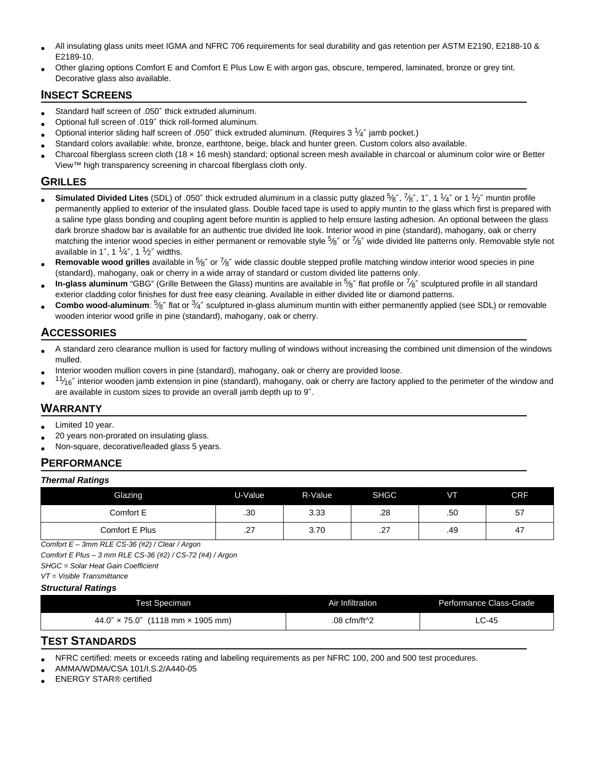- All insulating glass units meet IGMA and NFRC 706 requirements for seal durability and gas retention per ASTM E2190, E2188-10 & E2189-10.
- Other glazing options Comfort E and Comfort E Plus Low E with argon gas, obscure, tempered, laminated, bronze or grey tint. Decorative glass also available.

## INSECT SCREENS

- Standard half screen of .050″ thick extruded aluminum.
- Optional full screen of .019″ thick roll-formed aluminum.
- Optional interior sliding half screen of .050″ thick extruded aluminum. (Requires 3 ¼″ jamb pocket.)
- Standard colors available: white, bronze, earthtone, beige, black and hunter green. Custom colors also available.
- Charcoal fiberglass screen cloth (18 × 16 mesh) standard; optional screen mesh available in charcoal or aluminum color wire or Better View™ high transparency screening in charcoal fiberglass cloth only.

## GRILLES

- **Simulated Divided Lites** (SDL) of .050″ thick extruded aluminum in a classic putty glazed ⅝″, ⅞″, 1″, 1 ¼″ or 1 ½″ muntin profile permanently applied to exterior of the insulated glass. Double faced tape is used to apply muntin to the glass which first is prepared with a saline type glass bonding and coupling agent before muntin is applied to help ensure lasting adhesion. An optional between the glass dark bronze shadow bar is available for an authentic true divided lite look. Interior wood in pine (standard), mahogany, oak or cherry matching the interior wood species in either permanent or removable style ⅝″ or ⅞″ wide divided lite patterns only. Removable style not available in 1″, 1 ¼″, 1 ½″ widths.
- **Removable wood grilles** available in ⅝″ or ⅞″ wide classic double stepped profile matching window interior wood species in pine (standard), mahogany, oak or cherry in a wide array of standard or custom divided lite patterns only.
- **In-glass aluminum** "GBG" (Grille Between the Glass) muntins are available in ⅝″ flat profile or ⅞″ sculptured profile in all standard exterior cladding color finishes for dust free easy cleaning. Available in either divided lite or diamond patterns.
- **Combo wood-aluminum**: ⅝″ flat or ¾″ sculptured in-glass aluminum muntin with either permanently applied (see SDL) or removable wooden interior wood grille in pine (standard), mahogany, oak or cherry.

## ACCESSORIES

- A standard zero clearance mullion is used for factory mulling of windows without increasing the combined unit dimension of the windows mulled.
- Interior wooden mullion covers in pine (standard), mahogany, oak or cherry are provided loose.
- 11⁄16″ interior wooden jamb extension in pine (standard), mahogany, oak or cherry are factory applied to the perimeter of the window and are available in custom sizes to provide an overall jamb depth up to 9″.

## WARRANTY

- Limited 10 year.
- 20 years non-prorated on insulating glass.
- Non-square, decorative/leaded glass 5 years.

## PERFORMANCE

***Thermal Ratings***

| Glazing | U-Value | R-Value | SHGC | VT | CRF |
|---|---|---|---|---|---|
| Comfort E | .30 | 3.33 | .28 | .50 | 57 |
| Comfort E Plus | .27 | 3.70 | .27 | .49 | 47 |

*Comfort E – 3mm RLE CS-36 (#2) / Clear / Argon*

*Comfort E Plus – 3 mm RLE CS-36 (#2) / CS-72 (#4) / Argon*

*SHGC = Solar Heat Gain Coefficient*

*VT = Visible Transmittance*

***Structural Ratings***

| Test Speciman | Air Infiltration | Performance Class-Grade |
|---|---|---|
| 44.0″ × 75.0″ (1118 mm × 1905 mm) | .08 cfm/ft^2 | LC-45 |

## TEST STANDARDS

- NFRC certified: meets or exceeds rating and labeling requirements as per NFRC 100, 200 and 500 test procedures.
- AMMA/WDMA/CSA 101/I.S.2/A440-05
- ENERGY STAR® certified